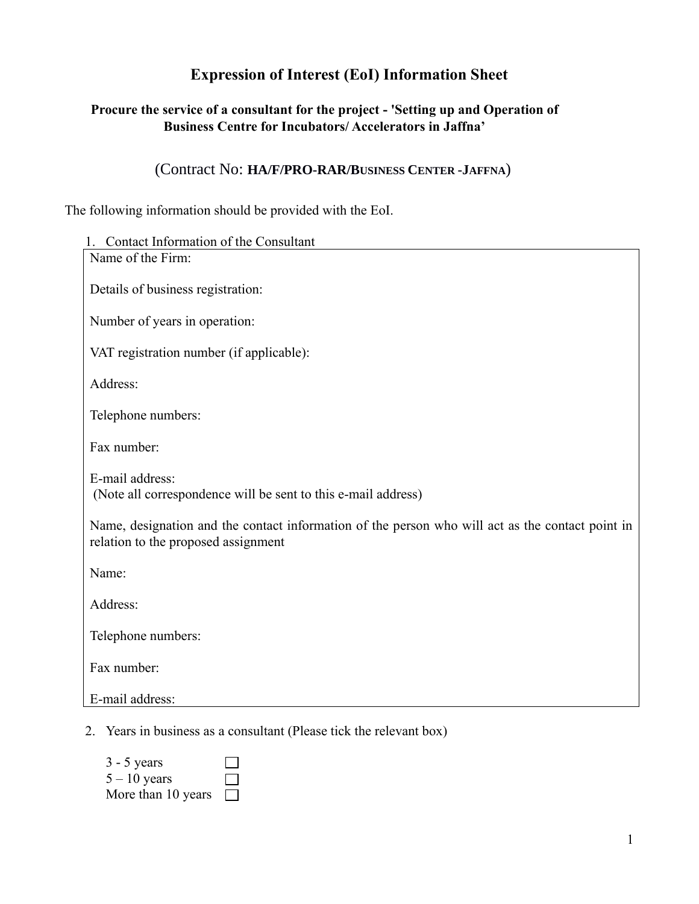# Expression of Interest (EoI) Information Sheet

**Procure the service of a consultant for the project - 'Setting up and Operation of Business Centre for Incubators/ Accelerators in Jaffna'**

(Contract No: **HA/F/PRO-RAR/BUSINESS CENTER -JAFFNA**)

The following information should be provided with the EoI.

1. Contact Information of the Consultant

Name of the Firm:

Details of business registration:

Number of years in operation:

VAT registration number (if applicable):

Address:

Telephone numbers:

Fax number:

E-mail address:
(Note all correspondence will be sent to this e-mail address)

Name, designation and the contact information of the person who will act as the contact point in relation to the proposed assignment

Name:

Address:

Telephone numbers:

Fax number:

E-mail address:

2. Years in business as a consultant (Please tick the relevant box)

   3 - 5 years ☐
   5 – 10 years ☐
   More than 10 years ☐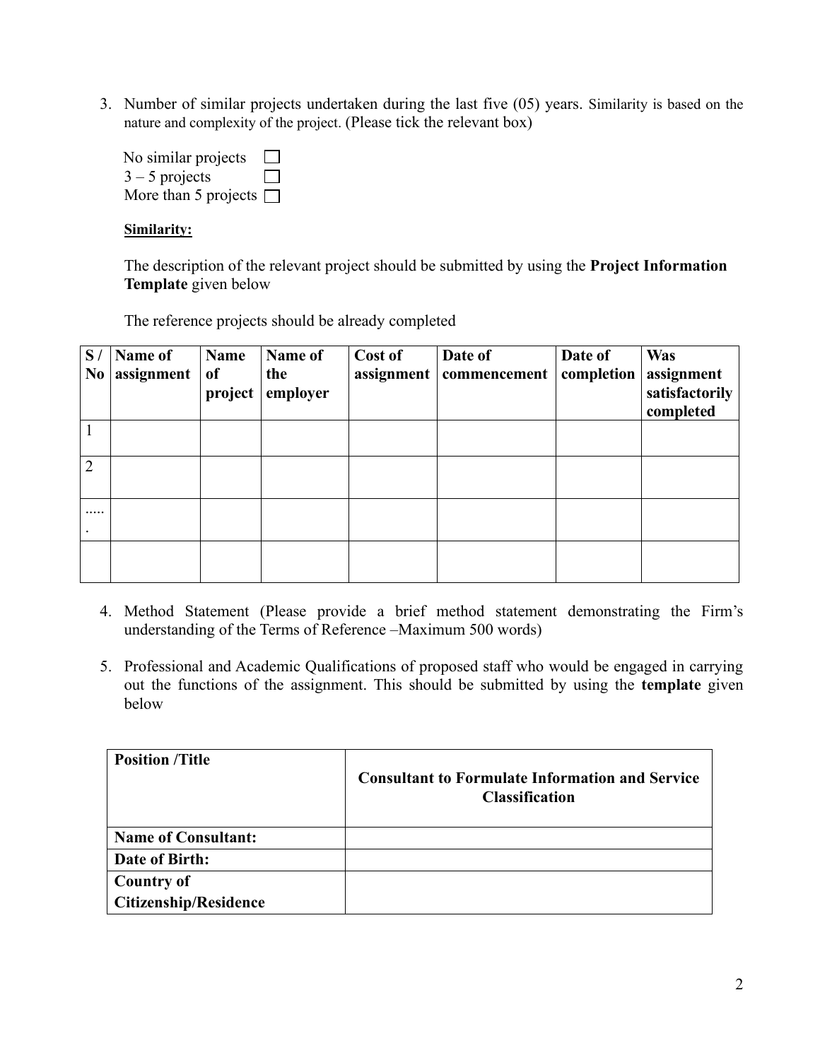3. Number of similar projects undertaken during the last five (05) years. Similarity is based on the nature and complexity of the project. (Please tick the relevant box)

   No similar projects ☐
   3 – 5 projects ☐
   More than 5 projects ☐

   **Similarity:**

   The description of the relevant project should be submitted by using the **Project Information Template** given below

   The reference projects should be already completed

| S / No | Name of assignment | Name of project | Name of the employer | Cost of assignment | Date of commencement | Date of completion | Was assignment satisfactorily completed |
|---|---|---|---|---|---|---|---|
| 1 | | | | | | | |
| 2 | | | | | | | |
| ...... | | | | | | | |
| | | | | | | | |

4. Method Statement (Please provide a brief method statement demonstrating the Firm's understanding of the Terms of Reference –Maximum 500 words)

5. Professional and Academic Qualifications of proposed staff who would be engaged in carrying out the functions of the assignment. This should be submitted by using the **template** given below

| **Position /Title** | **Consultant to Formulate Information and Service Classification** |
|---|---|
| **Name of Consultant:** | |
| **Date of Birth:** | |
| **Country of Citizenship/Residence** | |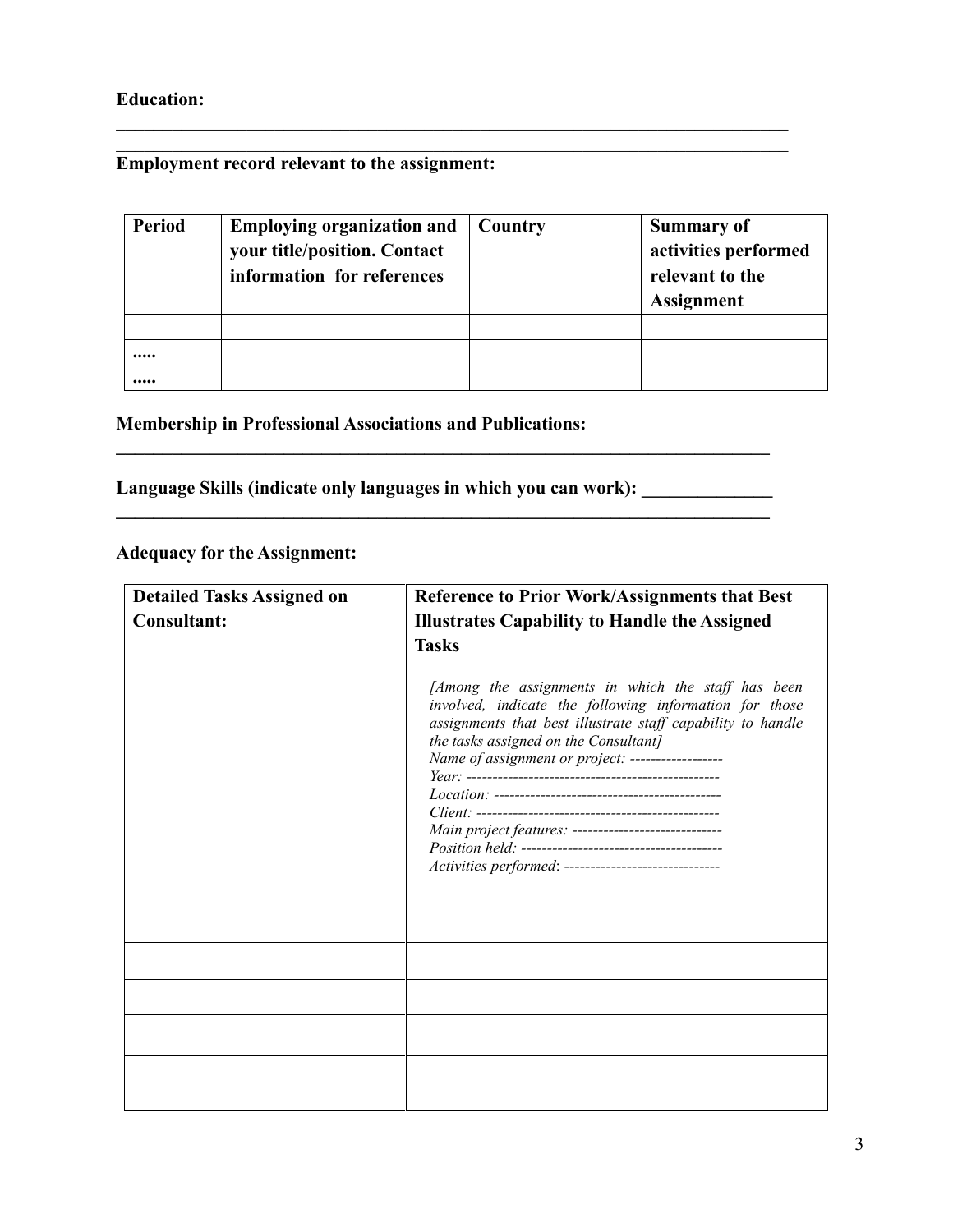**Education:**

_______________________________________________________________________________

_______________________________________________________________________________

**Employment record relevant to the assignment:**

| **Period** | **Employing organization and your title/position. Contact information for references** | **Country** | **Summary of activities performed relevant to the Assignment** |
|---|---|---|---|
| | | | |
| ..... | | | |
| ..... | | | |

**Membership in Professional Associations and Publications:**

**_______________________________________________________________________________**

**Language Skills (indicate only languages in which you can work): ______________**

**_______________________________________________________________________________**

**Adequacy for the Assignment:**

| **Detailed Tasks Assigned on Consultant:** | **Reference to Prior Work/Assignments that Best Illustrates Capability to Handle the Assigned Tasks** |
|---|---|
| | *[Among the assignments in which the staff has been involved, indicate the following information for those assignments that best illustrate staff capability to handle the tasks assigned on the Consultant]*<br>*Name of assignment or project: ------------------*<br>*Year: ------------------------------------------------*<br>*Location: -------------------------------------------*<br>*Client: -----------------------------------------------*<br>*Main project features: -----------------------------*<br>*Position held: ---------------------------------------*<br>*Activities performed: ------------------------------* |
| | |
| | |
| | |
| | |
| | |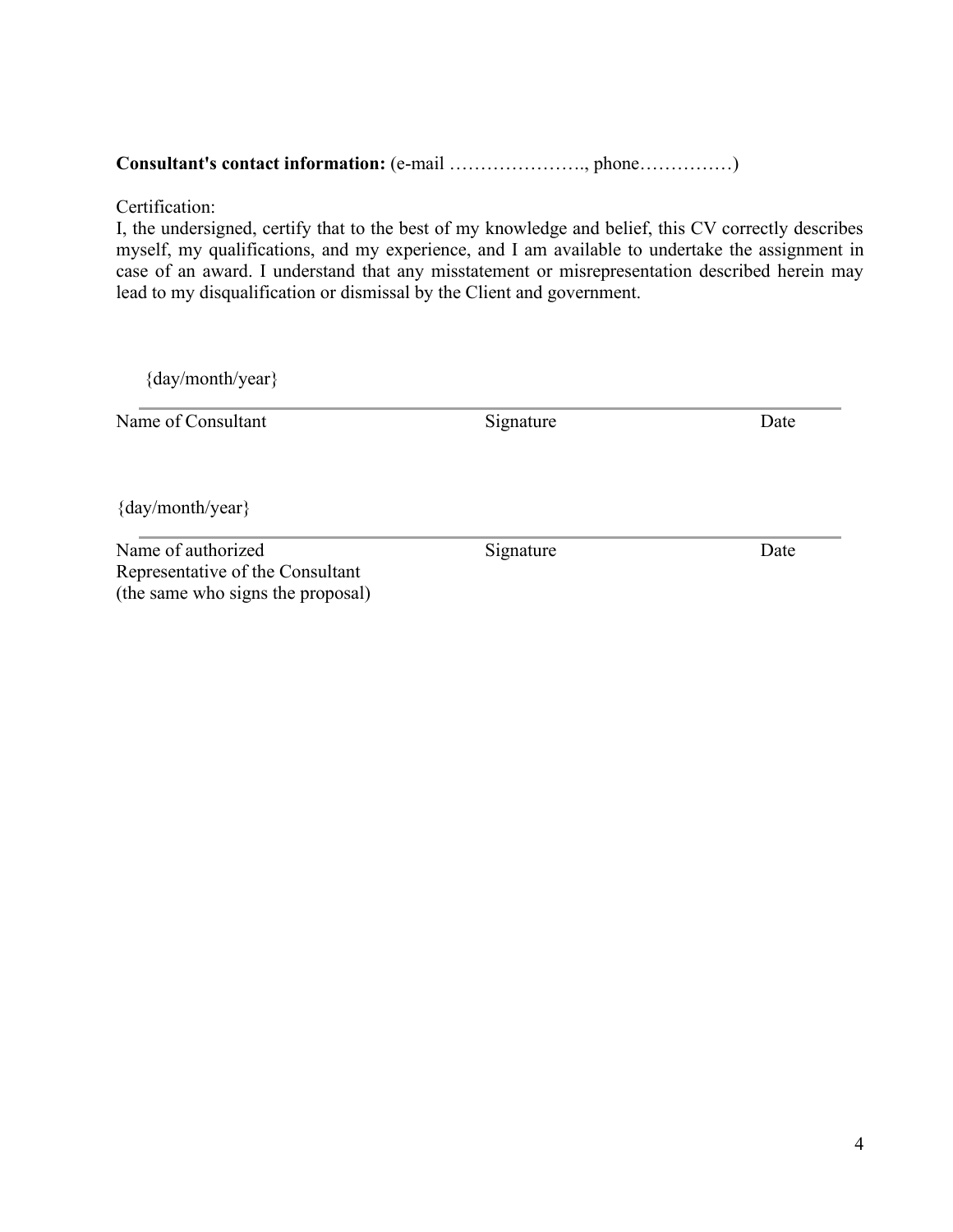**Consultant's contact information:** (e-mail …………………., phone……………)

Certification:
I, the undersigned, certify that to the best of my knowledge and belief, this CV correctly describes myself, my qualifications, and my experience, and I am available to undertake the assignment in case of an award. I understand that any misstatement or misrepresentation described herein may lead to my disqualification or dismissal by the Client and government.

{day/month/year}

| Name of Consultant | Signature | Date |
| --- | --- | --- |

{day/month/year}

| Name of authorized Representative of the Consultant (the same who signs the proposal) | Signature | Date |
| --- | --- | --- |